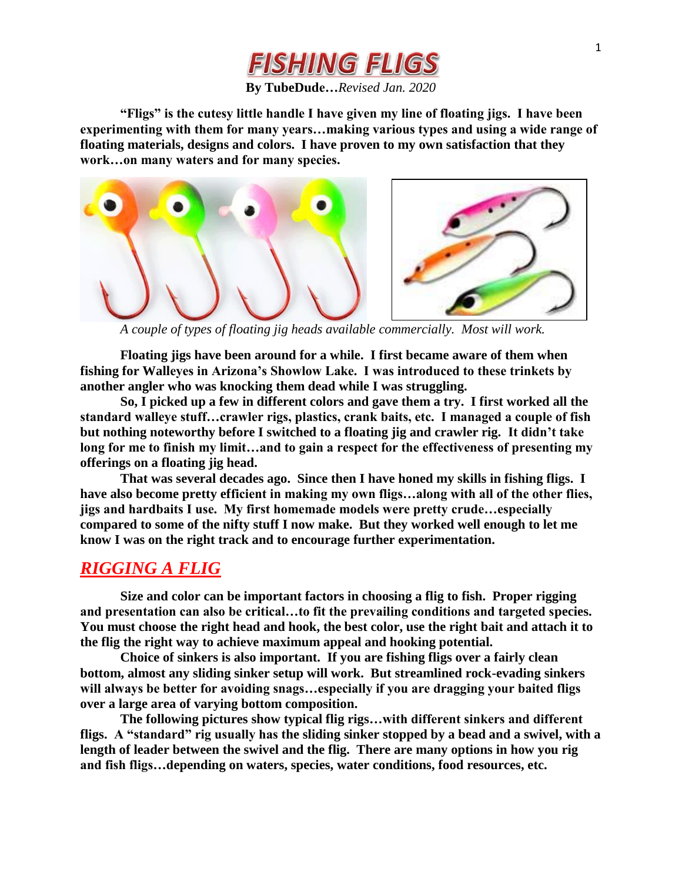# FISHING FLIGS

**By TubeDude…***Revised Jan. 2020*

**"Fligs" is the cutesy little handle I have given my line of floating jigs. I have been experimenting with them for many years…making various types and using a wide range of floating materials, designs and colors. I have proven to my own satisfaction that they work…on many waters and for many species.**

*A couple of types of floating jig heads available commercially. Most will work.*

**Floating jigs have been around for a while. I first became aware of them when fishing for Walleyes in Arizona's Showlow Lake. I was introduced to these trinkets by another angler who was knocking them dead while I was struggling.**

**So, I picked up a few in different colors and gave them a try. I first worked all the standard walleye stuff…crawler rigs, plastics, crank baits, etc. I managed a couple of fish but nothing noteworthy before I switched to a floating jig and crawler rig. It didn't take long for me to finish my limit…and to gain a respect for the effectiveness of presenting my offerings on a floating jig head.**

**That was several decades ago. Since then I have honed my skills in fishing fligs. I have also become pretty efficient in making my own fligs…along with all of the other flies, jigs and hardbaits I use. My first homemade models were pretty crude…especially compared to some of the nifty stuff I now make. But they worked well enough to let me know I was on the right track and to encourage further experimentation.**

## *RIGGING A FLIG*

**Size and color can be important factors in choosing a flig to fish. Proper rigging and presentation can also be critical…to fit the prevailing conditions and targeted species. You must choose the right head and hook, the best color, use the right bait and attach it to the flig the right way to achieve maximum appeal and hooking potential.**

**Choice of sinkers is also important. If you are fishing fligs over a fairly clean bottom, almost any sliding sinker setup will work. But streamlined rock-evading sinkers will always be better for avoiding snags…especially if you are dragging your baited fligs over a large area of varying bottom composition.**

**The following pictures show typical flig rigs…with different sinkers and different fligs. A "standard" rig usually has the sliding sinker stopped by a bead and a swivel, with a length of leader between the swivel and the flig. There are many options in how you rig and fish fligs…depending on waters, species, water conditions, food resources, etc.**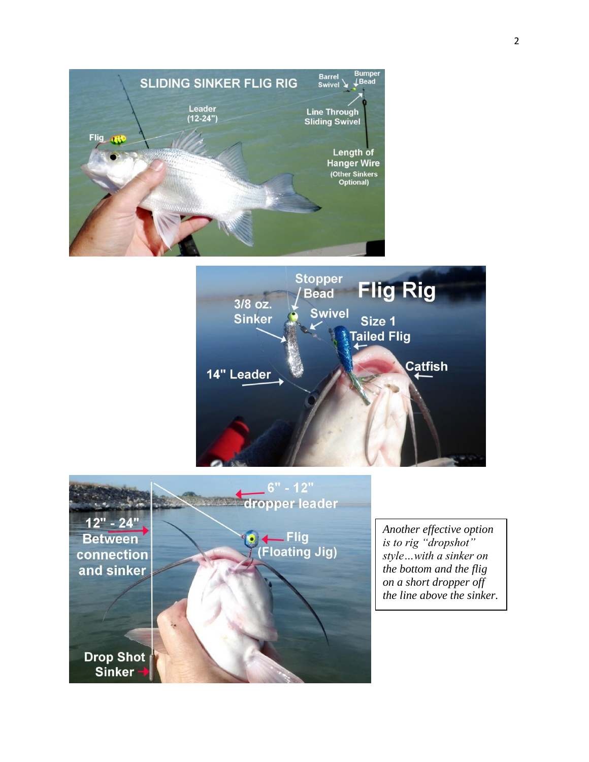*Another effective option is to rig "dropshot" style…with a sinker on the bottom and the flig on a short dropper off the line above the sinker.*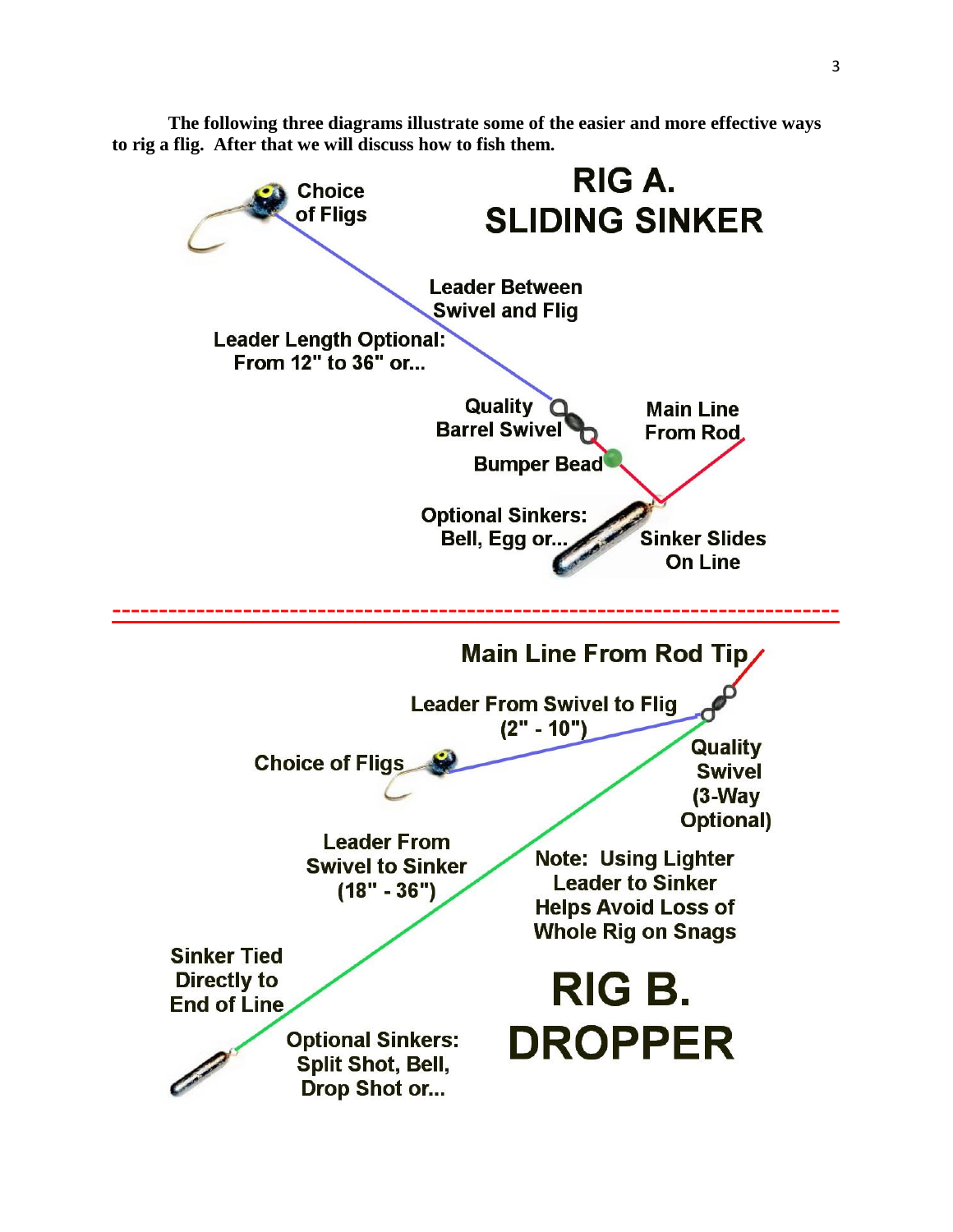**The following three diagrams illustrate some of the easier and more effective ways to rig a flig. After that we will discuss how to fish them.**

## RIG A. SLIDING SINKER

Choice of Fligs

Leader Between Swivel and Flig

Leader Length Optional: From 12" to 36" or...

Quality Barrel Swivel

Main Line From Rod

Bumper Bead

Optional Sinkers: Bell, Egg or...

Sinker Slides On Line

---

Main Line From Rod Tip

Leader From Swivel to Flig (2" - 10")

Choice of Fligs

Quality Swivel (3-Way Optional)

Leader From Swivel to Sinker (18" - 36")

Note: Using Lighter Leader to Sinker Helps Avoid Loss of Whole Rig on Snags

Sinker Tied Directly to End of Line

## RIG B. DROPPER

Optional Sinkers: Split Shot, Bell, Drop Shot or...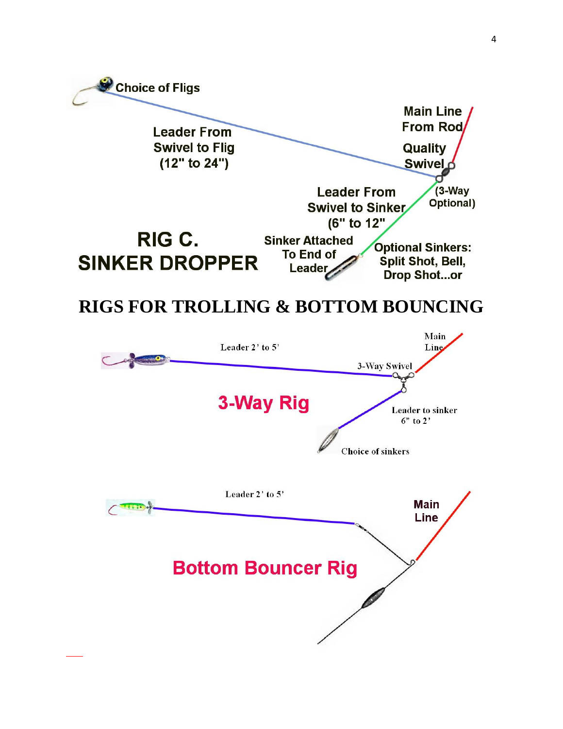Choice of Fligs

Leader From Swivel to Flig (12" to 24")

Main Line From Rod

Quality Swivel

(3-Way Optional)

Leader From Swivel to Sinker (6" to 12")

## RIG C. SINKER DROPPER

Sinker Attached To End of Leader

Optional Sinkers: Split Shot, Bell, Drop Shot...or

# RIGS FOR TROLLING & BOTTOM BOUNCING

Leader 2' to 5'

Main Line

3-Way Swivel

## 3-Way Rig

Leader to sinker 6" to 2'

Choice of sinkers

Leader 2' to 5'

Main Line

## Bottom Bouncer Rig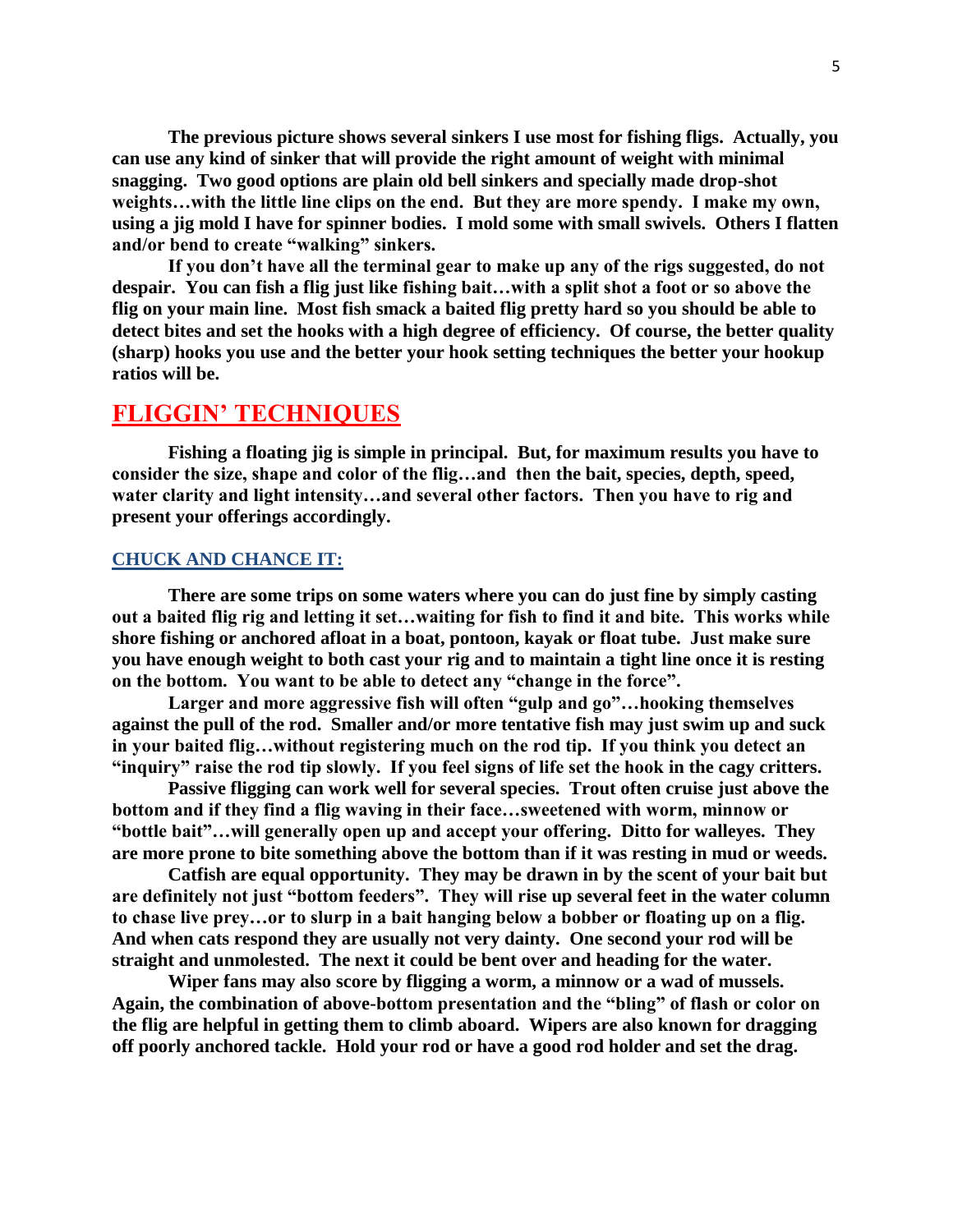**The previous picture shows several sinkers I use most for fishing fligs. Actually, you can use any kind of sinker that will provide the right amount of weight with minimal snagging. Two good options are plain old bell sinkers and specially made drop-shot weights…with the little line clips on the end. But they are more spendy. I make my own, using a jig mold I have for spinner bodies. I mold some with small swivels. Others I flatten and/or bend to create "walking" sinkers.**

**If you don't have all the terminal gear to make up any of the rigs suggested, do not despair. You can fish a flig just like fishing bait…with a split shot a foot or so above the flig on your main line. Most fish smack a baited flig pretty hard so you should be able to detect bites and set the hooks with a high degree of efficiency. Of course, the better quality (sharp) hooks you use and the better your hook setting techniques the better your hookup ratios will be.**

## FLIGGIN' TECHNIQUES

**Fishing a floating jig is simple in principal. But, for maximum results you have to consider the size, shape and color of the flig…and then the bait, species, depth, speed, water clarity and light intensity…and several other factors. Then you have to rig and present your offerings accordingly.**

### CHUCK AND CHANCE IT:

**There are some trips on some waters where you can do just fine by simply casting out a baited flig rig and letting it set…waiting for fish to find it and bite. This works while shore fishing or anchored afloat in a boat, pontoon, kayak or float tube. Just make sure you have enough weight to both cast your rig and to maintain a tight line once it is resting on the bottom. You want to be able to detect any "change in the force".**

**Larger and more aggressive fish will often "gulp and go"…hooking themselves against the pull of the rod. Smaller and/or more tentative fish may just swim up and suck in your baited flig…without registering much on the rod tip. If you think you detect an "inquiry" raise the rod tip slowly. If you feel signs of life set the hook in the cagy critters.**

**Passive fligging can work well for several species. Trout often cruise just above the bottom and if they find a flig waving in their face…sweetened with worm, minnow or "bottle bait"…will generally open up and accept your offering. Ditto for walleyes. They are more prone to bite something above the bottom than if it was resting in mud or weeds.**

**Catfish are equal opportunity. They may be drawn in by the scent of your bait but are definitely not just "bottom feeders". They will rise up several feet in the water column to chase live prey…or to slurp in a bait hanging below a bobber or floating up on a flig. And when cats respond they are usually not very dainty. One second your rod will be straight and unmolested. The next it could be bent over and heading for the water.**

**Wiper fans may also score by fligging a worm, a minnow or a wad of mussels. Again, the combination of above-bottom presentation and the "bling" of flash or color on the flig are helpful in getting them to climb aboard. Wipers are also known for dragging off poorly anchored tackle. Hold your rod or have a good rod holder and set the drag.**